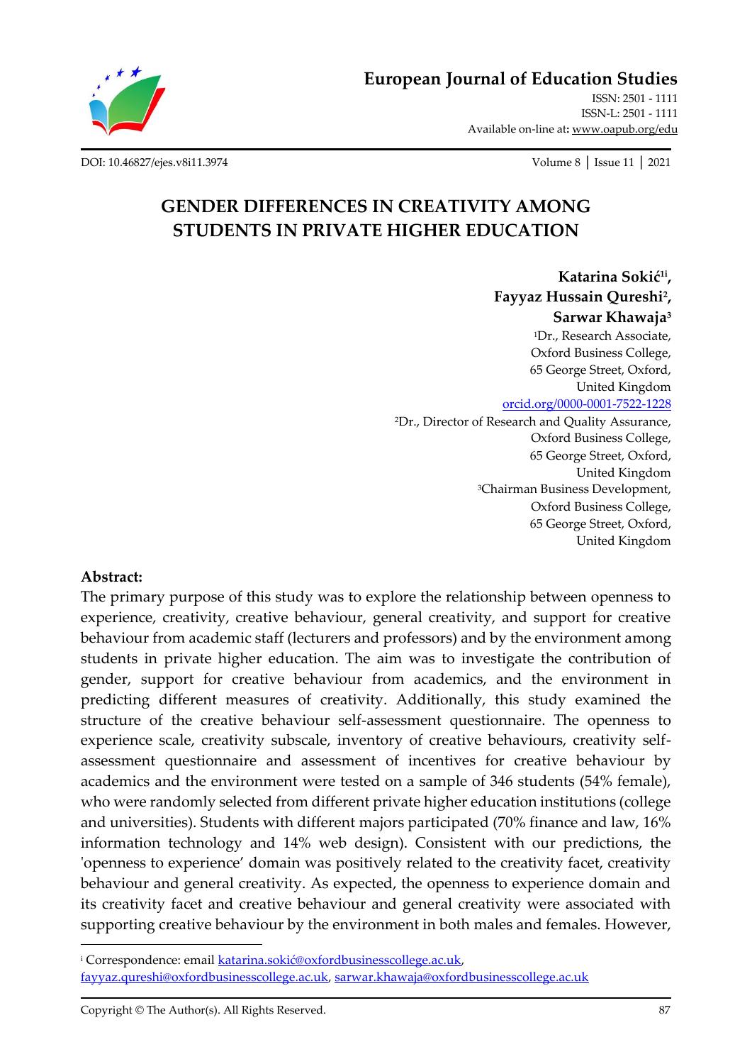# GENDER DIFFERENCES IN CREATIVITY AMONG STUDENTS IN PRIVATE HIGHER EDUCATION

**Katarina Sokić[1i], Fayyaz Hussain Qureshi[2], Sarwar Khawaja[3]**

[1]Dr., Research Associate,
Oxford Business College,
65 George Street, Oxford,
United Kingdom
orcid.org/0000-0001-7522-1228

[2]Dr., Director of Research and Quality Assurance,
Oxford Business College,
65 George Street, Oxford,
United Kingdom

[3]Chairman Business Development,
Oxford Business College,
65 George Street, Oxford,
United Kingdom

**Abstract:**

The primary purpose of this study was to explore the relationship between openness to experience, creativity, creative behaviour, general creativity, and support for creative behaviour from academic staff (lecturers and professors) and by the environment among students in private higher education. The aim was to investigate the contribution of gender, support for creative behaviour from academics, and the environment in predicting different measures of creativity. Additionally, this study examined the structure of the creative behaviour self-assessment questionnaire. The openness to experience scale, creativity subscale, inventory of creative behaviours, creativity self-assessment questionnaire and assessment of incentives for creative behaviour by academics and the environment were tested on a sample of 346 students (54% female), who were randomly selected from different private higher education institutions (college and universities). Students with different majors participated (70% finance and law, 16% information technology and 14% web design). Consistent with our predictions, the 'openness to experience' domain was positively related to the creativity facet, creativity behaviour and general creativity. As expected, the openness to experience domain and its creativity facet and creative behaviour and general creativity were associated with supporting creative behaviour by the environment in both males and females. However,

---

[i] Correspondence: email katarina.sokić@oxfordbusinesscollege.ac.uk, fayyaz.qureshi@oxfordbusinesscollege.ac.uk, sarwar.khawaja@oxfordbusinesscollege.ac.uk

Copyright © The Author(s). All Rights Reserved.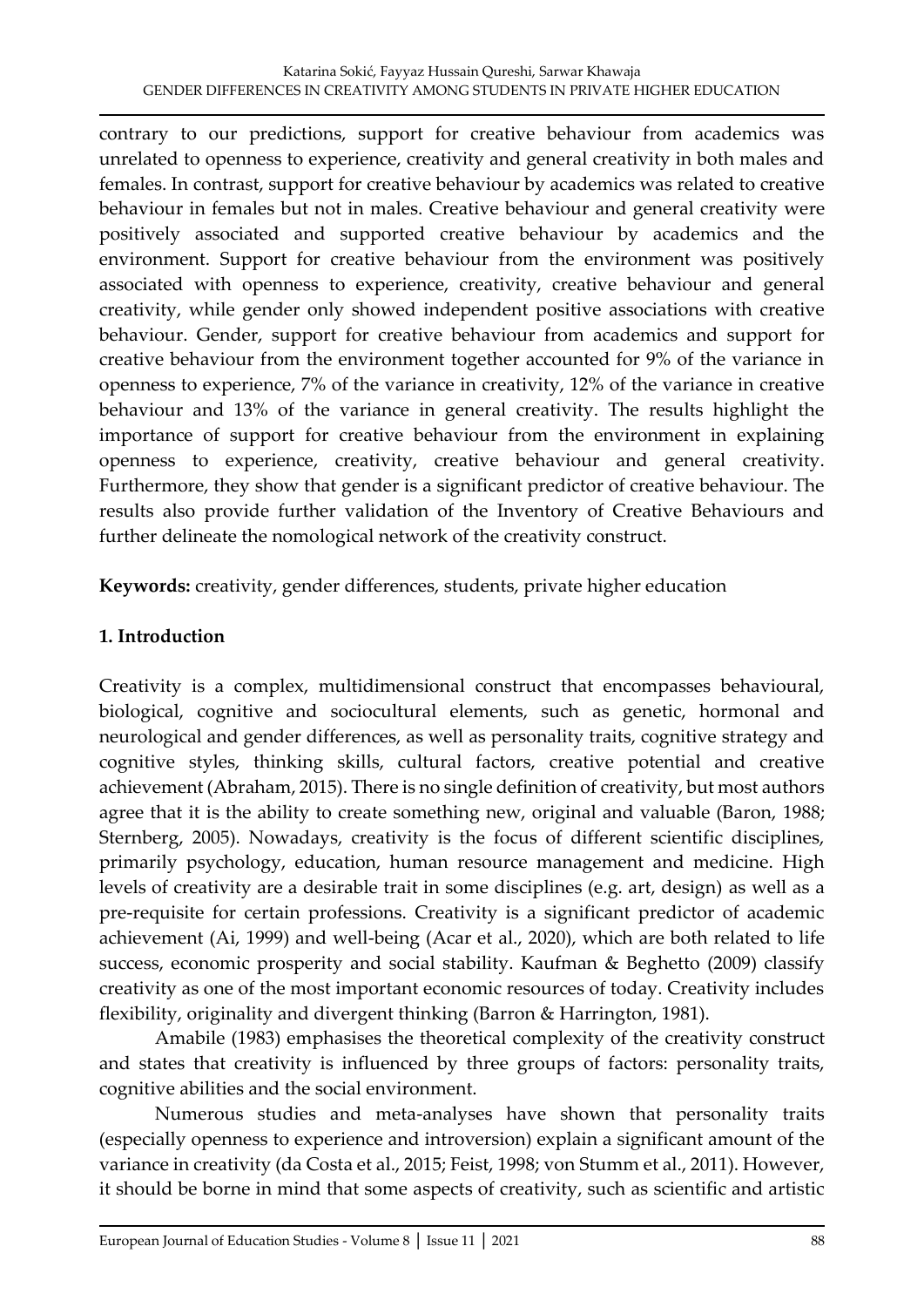contrary to our predictions, support for creative behaviour from academics was unrelated to openness to experience, creativity and general creativity in both males and females. In contrast, support for creative behaviour by academics was related to creative behaviour in females but not in males. Creative behaviour and general creativity were positively associated and supported creative behaviour by academics and the environment. Support for creative behaviour from the environment was positively associated with openness to experience, creativity, creative behaviour and general creativity, while gender only showed independent positive associations with creative behaviour. Gender, support for creative behaviour from academics and support for creative behaviour from the environment together accounted for 9% of the variance in openness to experience, 7% of the variance in creativity, 12% of the variance in creative behaviour and 13% of the variance in general creativity. The results highlight the importance of support for creative behaviour from the environment in explaining openness to experience, creativity, creative behaviour and general creativity. Furthermore, they show that gender is a significant predictor of creative behaviour. The results also provide further validation of the Inventory of Creative Behaviours and further delineate the nomological network of the creativity construct.

**Keywords:** creativity, gender differences, students, private higher education

## 1. Introduction

Creativity is a complex, multidimensional construct that encompasses behavioural, biological, cognitive and sociocultural elements, such as genetic, hormonal and neurological and gender differences, as well as personality traits, cognitive strategy and cognitive styles, thinking skills, cultural factors, creative potential and creative achievement (Abraham, 2015). There is no single definition of creativity, but most authors agree that it is the ability to create something new, original and valuable (Baron, 1988; Sternberg, 2005). Nowadays, creativity is the focus of different scientific disciplines, primarily psychology, education, human resource management and medicine. High levels of creativity are a desirable trait in some disciplines (e.g. art, design) as well as a pre-requisite for certain professions. Creativity is a significant predictor of academic achievement (Ai, 1999) and well-being (Acar et al., 2020), which are both related to life success, economic prosperity and social stability. Kaufman & Beghetto (2009) classify creativity as one of the most important economic resources of today. Creativity includes flexibility, originality and divergent thinking (Barron & Harrington, 1981).

Amabile (1983) emphasises the theoretical complexity of the creativity construct and states that creativity is influenced by three groups of factors: personality traits, cognitive abilities and the social environment.

Numerous studies and meta-analyses have shown that personality traits (especially openness to experience and introversion) explain a significant amount of the variance in creativity (da Costa et al., 2015; Feist, 1998; von Stumm et al., 2011). However, it should be borne in mind that some aspects of creativity, such as scientific and artistic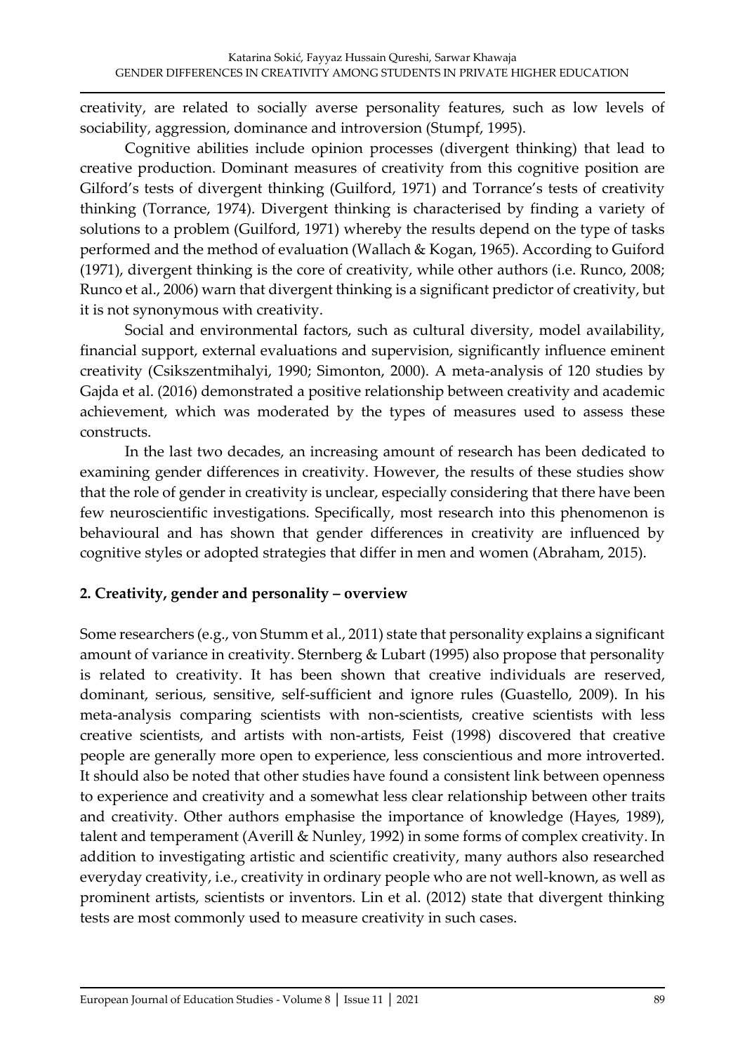creativity, are related to socially averse personality features, such as low levels of sociability, aggression, dominance and introversion (Stumpf, 1995).

Cognitive abilities include opinion processes (divergent thinking) that lead to creative production. Dominant measures of creativity from this cognitive position are Gilford's tests of divergent thinking (Guilford, 1971) and Torrance's tests of creativity thinking (Torrance, 1974). Divergent thinking is characterised by finding a variety of solutions to a problem (Guilford, 1971) whereby the results depend on the type of tasks performed and the method of evaluation (Wallach & Kogan, 1965). According to Guiford (1971), divergent thinking is the core of creativity, while other authors (i.e. Runco, 2008; Runco et al., 2006) warn that divergent thinking is a significant predictor of creativity, but it is not synonymous with creativity.

Social and environmental factors, such as cultural diversity, model availability, financial support, external evaluations and supervision, significantly influence eminent creativity (Csikszentmihalyi, 1990; Simonton, 2000). A meta-analysis of 120 studies by Gajda et al. (2016) demonstrated a positive relationship between creativity and academic achievement, which was moderated by the types of measures used to assess these constructs.

In the last two decades, an increasing amount of research has been dedicated to examining gender differences in creativity. However, the results of these studies show that the role of gender in creativity is unclear, especially considering that there have been few neuroscientific investigations. Specifically, most research into this phenomenon is behavioural and has shown that gender differences in creativity are influenced by cognitive styles or adopted strategies that differ in men and women (Abraham, 2015).

## 2. Creativity, gender and personality – overview

Some researchers (e.g., von Stumm et al., 2011) state that personality explains a significant amount of variance in creativity. Sternberg & Lubart (1995) also propose that personality is related to creativity. It has been shown that creative individuals are reserved, dominant, serious, sensitive, self-sufficient and ignore rules (Guastello, 2009). In his meta-analysis comparing scientists with non-scientists, creative scientists with less creative scientists, and artists with non-artists, Feist (1998) discovered that creative people are generally more open to experience, less conscientious and more introverted. It should also be noted that other studies have found a consistent link between openness to experience and creativity and a somewhat less clear relationship between other traits and creativity. Other authors emphasise the importance of knowledge (Hayes, 1989), talent and temperament (Averill & Nunley, 1992) in some forms of complex creativity. In addition to investigating artistic and scientific creativity, many authors also researched everyday creativity, i.e., creativity in ordinary people who are not well-known, as well as prominent artists, scientists or inventors. Lin et al. (2012) state that divergent thinking tests are most commonly used to measure creativity in such cases.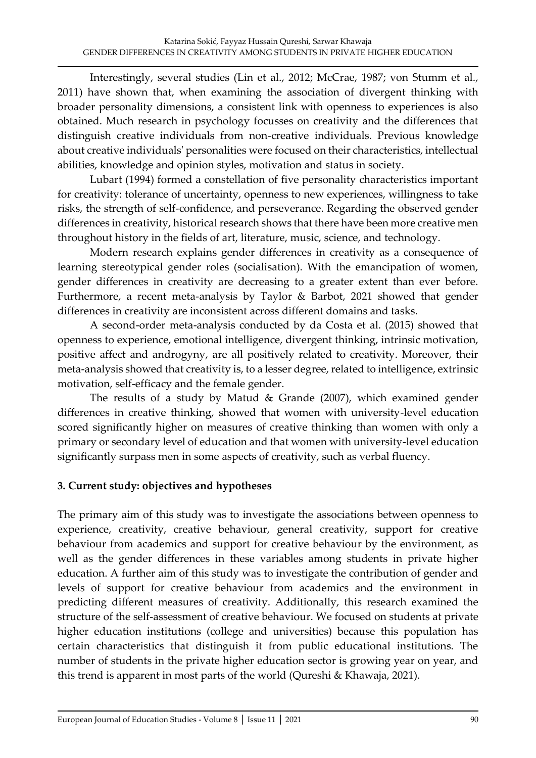Interestingly, several studies (Lin et al., 2012; McCrae, 1987; von Stumm et al., 2011) have shown that, when examining the association of divergent thinking with broader personality dimensions, a consistent link with openness to experiences is also obtained. Much research in psychology focusses on creativity and the differences that distinguish creative individuals from non-creative individuals. Previous knowledge about creative individuals' personalities were focused on their characteristics, intellectual abilities, knowledge and opinion styles, motivation and status in society.

Lubart (1994) formed a constellation of five personality characteristics important for creativity: tolerance of uncertainty, openness to new experiences, willingness to take risks, the strength of self-confidence, and perseverance. Regarding the observed gender differences in creativity, historical research shows that there have been more creative men throughout history in the fields of art, literature, music, science, and technology.

Modern research explains gender differences in creativity as a consequence of learning stereotypical gender roles (socialisation). With the emancipation of women, gender differences in creativity are decreasing to a greater extent than ever before. Furthermore, a recent meta-analysis by Taylor & Barbot, 2021 showed that gender differences in creativity are inconsistent across different domains and tasks.

A second-order meta-analysis conducted by da Costa et al. (2015) showed that openness to experience, emotional intelligence, divergent thinking, intrinsic motivation, positive affect and androgyny, are all positively related to creativity. Moreover, their meta-analysis showed that creativity is, to a lesser degree, related to intelligence, extrinsic motivation, self-efficacy and the female gender.

The results of a study by Matud & Grande (2007), which examined gender differences in creative thinking, showed that women with university-level education scored significantly higher on measures of creative thinking than women with only a primary or secondary level of education and that women with university-level education significantly surpass men in some aspects of creativity, such as verbal fluency.

## 3. Current study: objectives and hypotheses

The primary aim of this study was to investigate the associations between openness to experience, creativity, creative behaviour, general creativity, support for creative behaviour from academics and support for creative behaviour by the environment, as well as the gender differences in these variables among students in private higher education. A further aim of this study was to investigate the contribution of gender and levels of support for creative behaviour from academics and the environment in predicting different measures of creativity. Additionally, this research examined the structure of the self-assessment of creative behaviour. We focused on students at private higher education institutions (college and universities) because this population has certain characteristics that distinguish it from public educational institutions. The number of students in the private higher education sector is growing year on year, and this trend is apparent in most parts of the world (Qureshi & Khawaja, 2021).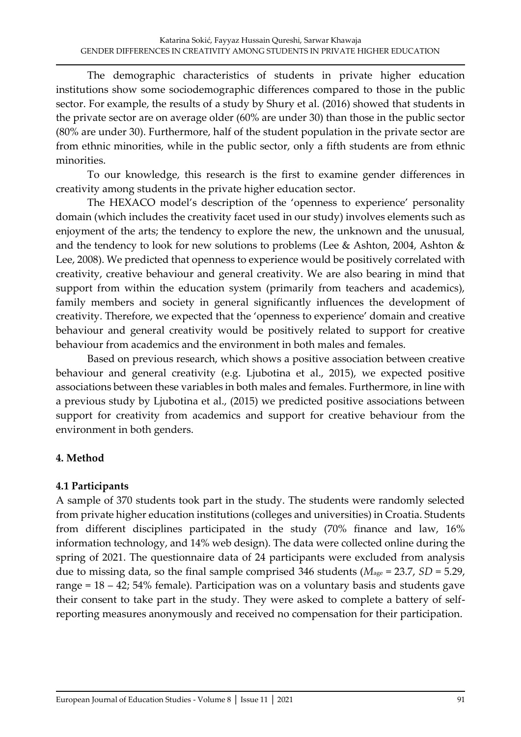The demographic characteristics of students in private higher education institutions show some sociodemographic differences compared to those in the public sector. For example, the results of a study by Shury et al. (2016) showed that students in the private sector are on average older (60% are under 30) than those in the public sector (80% are under 30). Furthermore, half of the student population in the private sector are from ethnic minorities, while in the public sector, only a fifth students are from ethnic minorities.

To our knowledge, this research is the first to examine gender differences in creativity among students in the private higher education sector.

The HEXACO model's description of the 'openness to experience' personality domain (which includes the creativity facet used in our study) involves elements such as enjoyment of the arts; the tendency to explore the new, the unknown and the unusual, and the tendency to look for new solutions to problems (Lee & Ashton, 2004, Ashton & Lee, 2008). We predicted that openness to experience would be positively correlated with creativity, creative behaviour and general creativity. We are also bearing in mind that support from within the education system (primarily from teachers and academics), family members and society in general significantly influences the development of creativity. Therefore, we expected that the 'openness to experience' domain and creative behaviour and general creativity would be positively related to support for creative behaviour from academics and the environment in both males and females.

Based on previous research, which shows a positive association between creative behaviour and general creativity (e.g. Ljubotina et al., 2015), we expected positive associations between these variables in both males and females. Furthermore, in line with a previous study by Ljubotina et al., (2015) we predicted positive associations between support for creativity from academics and support for creative behaviour from the environment in both genders.

## 4. Method

### 4.1 Participants

A sample of 370 students took part in the study. The students were randomly selected from private higher education institutions (colleges and universities) in Croatia. Students from different disciplines participated in the study (70% finance and law, 16% information technology, and 14% web design). The data were collected online during the spring of 2021. The questionnaire data of 24 participants were excluded from analysis due to missing data, so the final sample comprised 346 students ($M_{age}$ = 23.7, $SD$ = 5.29, range = 18 – 42; 54% female). Participation was on a voluntary basis and students gave their consent to take part in the study. They were asked to complete a battery of self-reporting measures anonymously and received no compensation for their participation.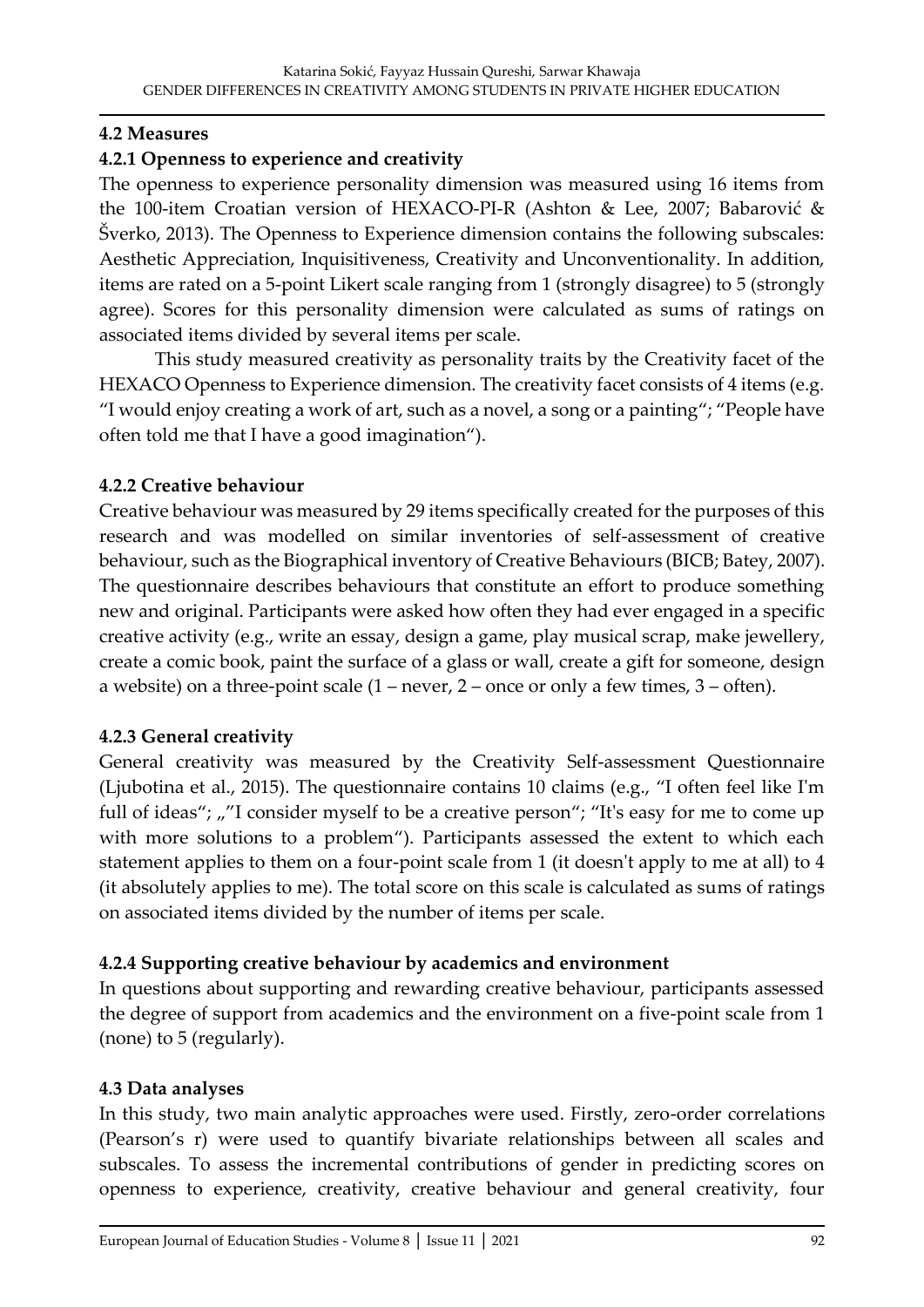### 4.2 Measures

#### 4.2.1 Openness to experience and creativity

The openness to experience personality dimension was measured using 16 items from the 100-item Croatian version of HEXACO-PI-R (Ashton & Lee, 2007; Babarović & Šverko, 2013). The Openness to Experience dimension contains the following subscales: Aesthetic Appreciation, Inquisitiveness, Creativity and Unconventionality. In addition, items are rated on a 5-point Likert scale ranging from 1 (strongly disagree) to 5 (strongly agree). Scores for this personality dimension were calculated as sums of ratings on associated items divided by several items per scale.

This study measured creativity as personality traits by the Creativity facet of the HEXACO Openness to Experience dimension. The creativity facet consists of 4 items (e.g. "I would enjoy creating a work of art, such as a novel, a song or a painting"; "People have often told me that I have a good imagination").

#### 4.2.2 Creative behaviour

Creative behaviour was measured by 29 items specifically created for the purposes of this research and was modelled on similar inventories of self-assessment of creative behaviour, such as the Biographical inventory of Creative Behaviours (BICB; Batey, 2007). The questionnaire describes behaviours that constitute an effort to produce something new and original. Participants were asked how often they had ever engaged in a specific creative activity (e.g., write an essay, design a game, play musical scrap, make jewellery, create a comic book, paint the surface of a glass or wall, create a gift for someone, design a website) on a three-point scale (1 – never, 2 – once or only a few times, 3 – often).

#### 4.2.3 General creativity

General creativity was measured by the Creativity Self-assessment Questionnaire (Ljubotina et al., 2015). The questionnaire contains 10 claims (e.g., "I often feel like I'm full of ideas"; „"I consider myself to be a creative person"; "It's easy for me to come up with more solutions to a problem"). Participants assessed the extent to which each statement applies to them on a four-point scale from 1 (it doesn't apply to me at all) to 4 (it absolutely applies to me). The total score on this scale is calculated as sums of ratings on associated items divided by the number of items per scale.

#### 4.2.4 Supporting creative behaviour by academics and environment

In questions about supporting and rewarding creative behaviour, participants assessed the degree of support from academics and the environment on a five-point scale from 1 (none) to 5 (regularly).

### 4.3 Data analyses

In this study, two main analytic approaches were used. Firstly, zero-order correlations (Pearson's r) were used to quantify bivariate relationships between all scales and subscales. To assess the incremental contributions of gender in predicting scores on openness to experience, creativity, creative behaviour and general creativity, four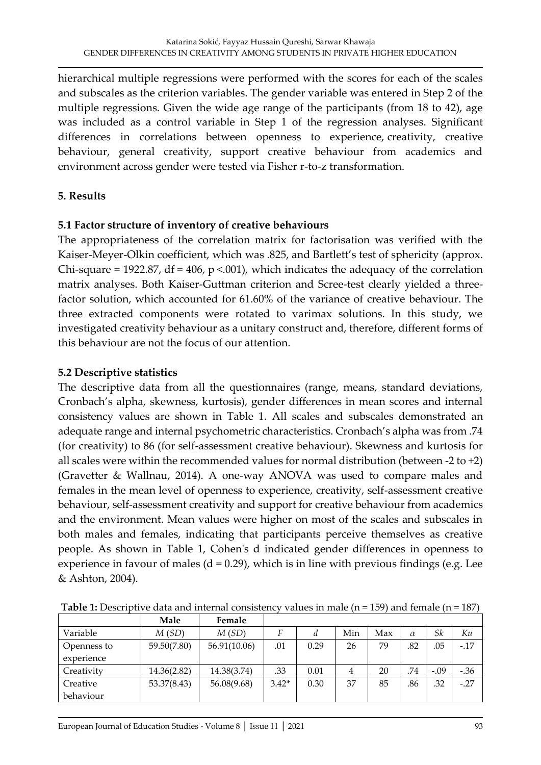hierarchical multiple regressions were performed with the scores for each of the scales and subscales as the criterion variables. The gender variable was entered in Step 2 of the multiple regressions. Given the wide age range of the participants (from 18 to 42), age was included as a control variable in Step 1 of the regression analyses. Significant differences in correlations between openness to experience, creativity, creative behaviour, general creativity, support creative behaviour from academics and environment across gender were tested via Fisher r-to-z transformation.

## 5. Results

### 5.1 Factor structure of inventory of creative behaviours

The appropriateness of the correlation matrix for factorisation was verified with the Kaiser-Meyer-Olkin coefficient, which was .825, and Bartlett's test of sphericity (approx. Chi-square = 1922.87, df = 406, $p < .001$), which indicates the adequacy of the correlation matrix analyses. Both Kaiser-Guttman criterion and Scree-test clearly yielded a three-factor solution, which accounted for 61.60% of the variance of creative behaviour. The three extracted components were rotated to varimax solutions. In this study, we investigated creativity behaviour as a unitary construct and, therefore, different forms of this behaviour are not the focus of our attention.

### 5.2 Descriptive statistics

The descriptive data from all the questionnaires (range, means, standard deviations, Cronbach's alpha, skewness, kurtosis), gender differences in mean scores and internal consistency values are shown in Table 1. All scales and subscales demonstrated an adequate range and internal psychometric characteristics. Cronbach's alpha was from .74 (for creativity) to 86 (for self-assessment creative behaviour). Skewness and kurtosis for all scales were within the recommended values for normal distribution (between -2 to +2) (Gravetter & Wallnau, 2014). A one-way ANOVA was used to compare males and females in the mean level of openness to experience, creativity, self-assessment creative behaviour, self-assessment creativity and support for creative behaviour from academics and the environment. Mean values were higher on most of the scales and subscales in both males and females, indicating that participants perceive themselves as creative people. As shown in Table 1, Cohen's d indicated gender differences in openness to experience in favour of males (d = 0.29), which is in line with previous findings (e.g. Lee & Ashton, 2004).

**Table 1:** Descriptive data and internal consistency values in male (n = 159) and female (n = 187)

| | **Male** | **Female** | | | | | | | |
|---|---|---|---|---|---|---|---|---|---|
| Variable | *M* (*SD*) | *M* (*SD*) | *F* | *d* | Min | Max | $\alpha$ | *Sk* | *Ku* |
| Openness to experience | 59.50(7.80) | 56.91(10.06) | .01 | 0.29 | 26 | 79 | .82 | .05 | -.17 |
| Creativity | 14.36(2.82) | 14.38(3.74) | .33 | 0.01 | 4 | 20 | .74 | -.09 | -.36 |
| Creative behaviour | 53.37(8.43) | 56.08(9.68) | 3.42* | 0.30 | 37 | 85 | .86 | .32 | -.27 |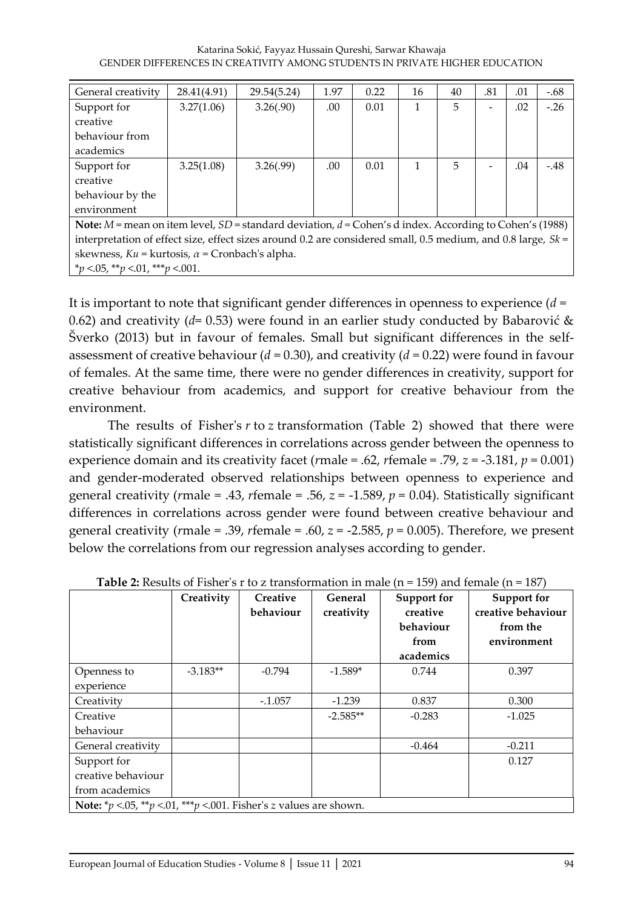| General creativity | 28.41(4.91) | 29.54(5.24) | 1.97 | 0.22 | 16 | 40 | .81 | .01 | -.68 |
|---|---|---|---|---|---|---|---|---|---|
| Support for creative behaviour from academics | 3.27(1.06) | 3.26(.90) | .00 | 0.01 | 1 | 5 | - | .02 | -.26 |
| Support for creative behaviour by the environment | 3.25(1.08) | 3.26(.99) | .00 | 0.01 | 1 | 5 | - | .04 | -.48 |

**Note:** $M$ = mean on item level, $SD$ = standard deviation, $d$ = Cohen's d index. According to Cohen's (1988) interpretation of effect size, effect sizes around 0.2 are considered small, 0.5 medium, and 0.8 large, $Sk$ = skewness, $Ku$ = kurtosis, $\alpha$ = Cronbach's alpha.
*$p$ <.05, **$p$ <.01, ***$p$ <.001.

It is important to note that significant gender differences in openness to experience ($d$ = 0.62) and creativity ($d$= 0.53) were found in an earlier study conducted by Babarović & Šverko (2013) but in favour of females. Small but significant differences in the self-assessment of creative behaviour ($d$ = 0.30), and creativity ($d$ = 0.22) were found in favour of females. At the same time, there were no gender differences in creativity, support for creative behaviour from academics, and support for creative behaviour from the environment.

The results of Fisher's $r$ to $z$ transformation (Table 2) showed that there were statistically significant differences in correlations across gender between the openness to experience domain and its creativity facet ($r$male = .62, $r$female = .79, $z$ = -3.181, $p$ = 0.001) and gender-moderated observed relationships between openness to experience and general creativity ($r$male = .43, $r$female = .56, $z$ = -1.589, $p$ = 0.04). Statistically significant differences in correlations across gender were found between creative behaviour and general creativity ($r$male = .39, $r$female = .60, $z$ = -2.585, $p$ = 0.005). Therefore, we present below the correlations from our regression analyses according to gender.

**Table 2:** Results of Fisher's r to z transformation in male (n = 159) and female (n = 187)

| | Creativity | Creative behaviour | General creativity | Support for creative behaviour from academics | Support for creative behaviour from the environment |
|---|---|---|---|---|---|
| Openness to experience | -3.183** | -0.794 | -1.589* | 0.744 | 0.397 |
| Creativity | | -.1.057 | -1.239 | 0.837 | 0.300 |
| Creative behaviour | | | -2.585** | -0.283 | -1.025 |
| General creativity | | | | -0.464 | -0.211 |
| Support for creative behaviour from academics | | | | | 0.127 |

**Note:** *$p$ <.05, **$p$ <.01, ***$p$ <.001. Fisher's $z$ values are shown.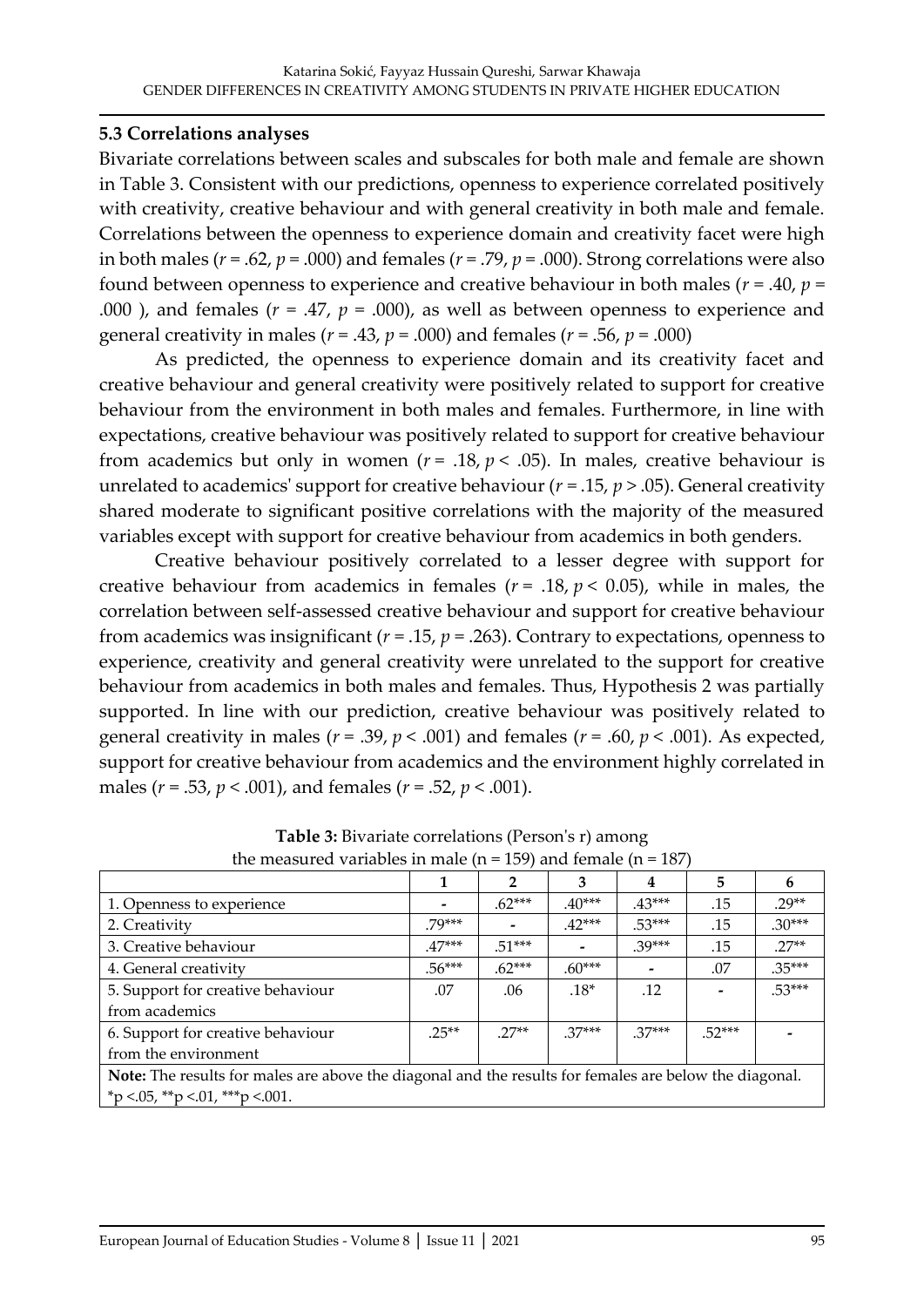### 5.3 Correlations analyses

Bivariate correlations between scales and subscales for both male and female are shown in Table 3. Consistent with our predictions, openness to experience correlated positively with creativity, creative behaviour and with general creativity in both male and female. Correlations between the openness to experience domain and creativity facet were high in both males ($r = .62$, $p = .000$) and females ($r = .79$, $p = .000$). Strong correlations were also found between openness to experience and creative behaviour in both males ($r = .40$, $p = .000$ ), and females ($r = .47$, $p = .000$), as well as between openness to experience and general creativity in males ($r = .43$, $p = .000$) and females ($r = .56$, $p = .000$)

As predicted, the openness to experience domain and its creativity facet and creative behaviour and general creativity were positively related to support for creative behaviour from the environment in both males and females. Furthermore, in line with expectations, creative behaviour was positively related to support for creative behaviour from academics but only in women ($r = .18$, $p < .05$). In males, creative behaviour is unrelated to academics' support for creative behaviour ($r = .15$, $p > .05$). General creativity shared moderate to significant positive correlations with the majority of the measured variables except with support for creative behaviour from academics in both genders.

Creative behaviour positively correlated to a lesser degree with support for creative behaviour from academics in females ($r = .18$, $p < 0.05$), while in males, the correlation between self-assessed creative behaviour and support for creative behaviour from academics was insignificant ($r = .15$, $p = .263$). Contrary to expectations, openness to experience, creativity and general creativity were unrelated to the support for creative behaviour from academics in both males and females. Thus, Hypothesis 2 was partially supported. In line with our prediction, creative behaviour was positively related to general creativity in males ($r = .39$, $p < .001$) and females ($r = .60$, $p < .001$). As expected, support for creative behaviour from academics and the environment highly correlated in males ($r = .53$, $p < .001$), and females ($r = .52$, $p < .001$).

**Table 3:** Bivariate correlations (Person's r) among the measured variables in male (n = 159) and female (n = 187)

| | 1 | 2 | 3 | 4 | 5 | 6 |
|---|---|---|---|---|---|---|
| 1. Openness to experience | - | .62*** | .40*** | .43*** | .15 | .29** |
| 2. Creativity | .79*** | - | .42*** | .53*** | .15 | .30*** |
| 3. Creative behaviour | .47*** | .51*** | - | .39*** | .15 | .27** |
| 4. General creativity | .56*** | .62*** | .60*** | - | .07 | .35*** |
| 5. Support for creative behaviour from academics | .07 | .06 | .18* | .12 | - | .53*** |
| 6. Support for creative behaviour from the environment | .25** | .27** | .37*** | .37*** | .52*** | - |

**Note:** The results for males are above the diagonal and the results for females are below the diagonal. *p <.05, **p <.01, ***p <.001.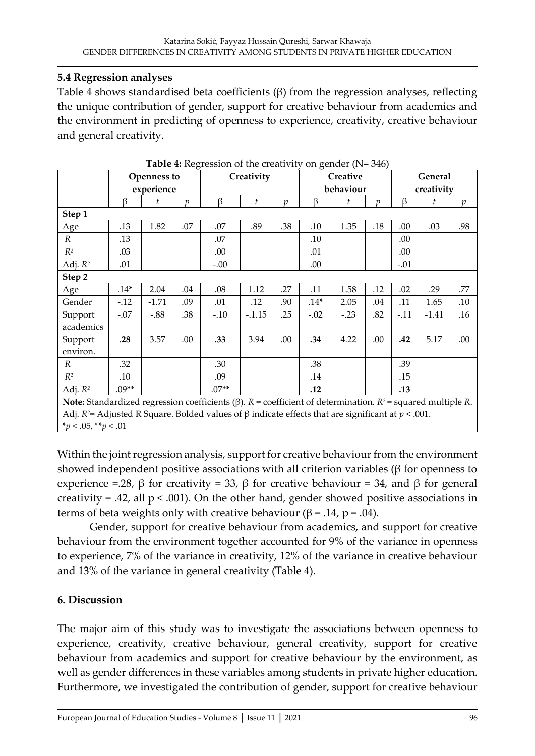### 5.4 Regression analyses

Table 4 shows standardised beta coefficients (β) from the regression analyses, reflecting the unique contribution of gender, support for creative behaviour from academics and the environment in predicting of openness to experience, creativity, creative behaviour and general creativity.

**Table 4:** Regression of the creativity on gender (N= 346)

| | Openness to experience | | | Creativity | | | Creative behaviour | | | General creativity | | |
|---|---|---|---|---|---|---|---|---|---|---|---|---|
| | β | *t* | *p* | β | *t* | *p* | β | *t* | *p* | β | *t* | *p* |
| **Step 1** | | | | | | | | | | | | |
| Age | .13 | 1.82 | .07 | .07 | .89 | .38 | .10 | 1.35 | .18 | .00 | .03 | .98 |
| *R* | .13 | | | .07 | | | .10 | | | .00 | | |
| $R^2$ | .03 | | | .00 | | | .01 | | | .00 | | |
| Adj. $R^2$ | .01 | | | -.00 | | | .00 | | | -.01 | | |
| **Step 2** | | | | | | | | | | | | |
| Age | .14* | 2.04 | .04 | .08 | 1.12 | .27 | .11 | 1.58 | .12 | .02 | .29 | .77 |
| Gender | -.12 | -1.71 | .09 | .01 | .12 | .90 | .14* | 2.05 | .04 | .11 | 1.65 | .10 |
| Support academics | -.07 | -.88 | .38 | -.10 | -.1.15 | .25 | -.02 | -.23 | .82 | -.11 | -1.41 | .16 |
| Support environ. | **.28** | 3.57 | .00 | **.33** | 3.94 | .00 | **.34** | 4.22 | .00 | **.42** | 5.17 | .00 |
| *R* | .32 | | | .30 | | | .38 | | | .39 | | |
| $R^2$ | .10 | | | .09 | | | .14 | | | .15 | | |
| Adj. $R^2$ | .09** | | | .07** | | | **.12** | | | **.13** | | |

**Note:** Standardized regression coefficients (β). *R* = coefficient of determination. $R^2$ = squared multiple *R*. Adj. $R^2$= Adjusted R Square. Bolded values of β indicate effects that are significant at $p < .001$.
*$p < .05$, **$p < .01$

Within the joint regression analysis, support for creative behaviour from the environment showed independent positive associations with all criterion variables (β for openness to experience =.28, β for creativity = 33, β for creative behaviour = 34, and β for general creativity = .42, all p < .001). On the other hand, gender showed positive associations in terms of beta weights only with creative behaviour (β = .14, p = .04).

Gender, support for creative behaviour from academics, and support for creative behaviour from the environment together accounted for 9% of the variance in openness to experience, 7% of the variance in creativity, 12% of the variance in creative behaviour and 13% of the variance in general creativity (Table 4).

## 6. Discussion

The major aim of this study was to investigate the associations between openness to experience, creativity, creative behaviour, general creativity, support for creative behaviour from academics and support for creative behaviour by the environment, as well as gender differences in these variables among students in private higher education. Furthermore, we investigated the contribution of gender, support for creative behaviour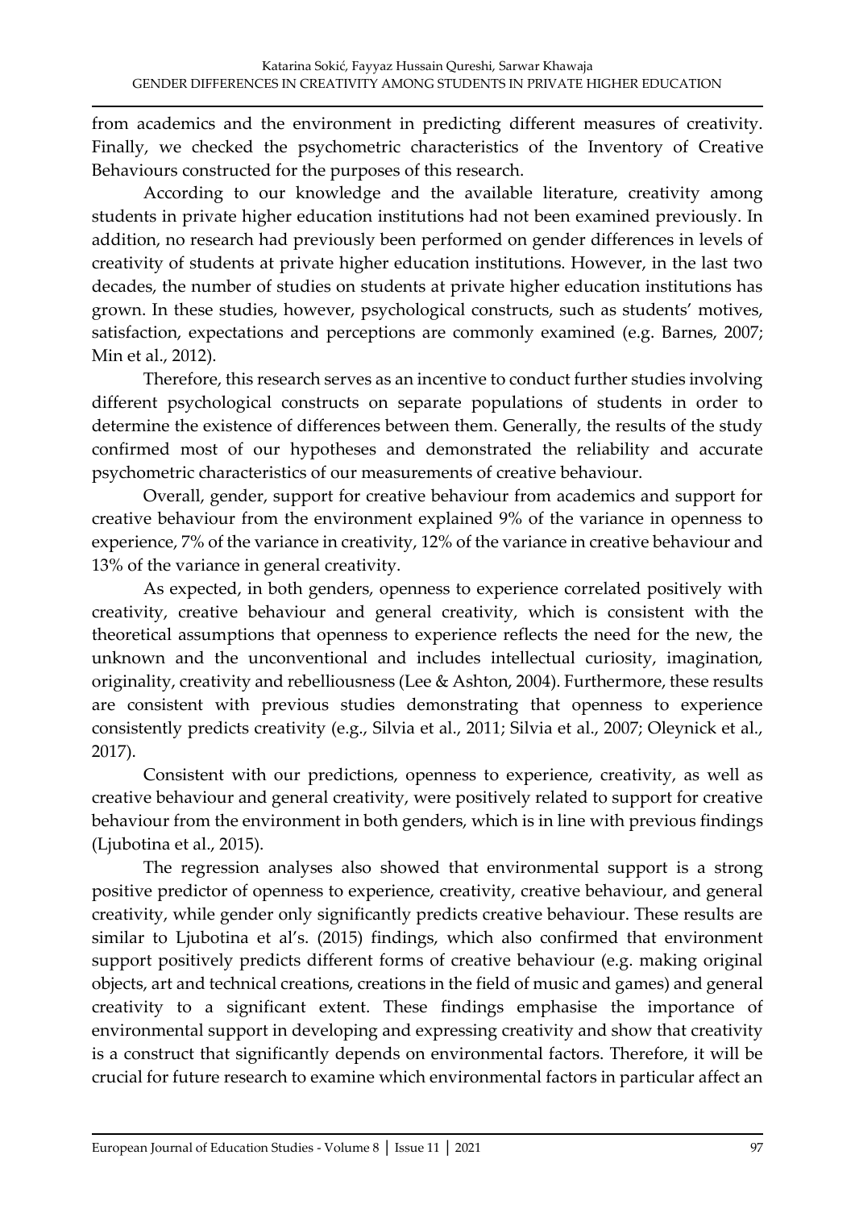from academics and the environment in predicting different measures of creativity. Finally, we checked the psychometric characteristics of the Inventory of Creative Behaviours constructed for the purposes of this research.

According to our knowledge and the available literature, creativity among students in private higher education institutions had not been examined previously. In addition, no research had previously been performed on gender differences in levels of creativity of students at private higher education institutions. However, in the last two decades, the number of studies on students at private higher education institutions has grown. In these studies, however, psychological constructs, such as students' motives, satisfaction, expectations and perceptions are commonly examined (e.g. Barnes, 2007; Min et al., 2012).

Therefore, this research serves as an incentive to conduct further studies involving different psychological constructs on separate populations of students in order to determine the existence of differences between them. Generally, the results of the study confirmed most of our hypotheses and demonstrated the reliability and accurate psychometric characteristics of our measurements of creative behaviour.

Overall, gender, support for creative behaviour from academics and support for creative behaviour from the environment explained 9% of the variance in openness to experience, 7% of the variance in creativity, 12% of the variance in creative behaviour and 13% of the variance in general creativity.

As expected, in both genders, openness to experience correlated positively with creativity, creative behaviour and general creativity, which is consistent with the theoretical assumptions that openness to experience reflects the need for the new, the unknown and the unconventional and includes intellectual curiosity, imagination, originality, creativity and rebelliousness (Lee & Ashton, 2004). Furthermore, these results are consistent with previous studies demonstrating that openness to experience consistently predicts creativity (e.g., Silvia et al., 2011; Silvia et al., 2007; Oleynick et al., 2017).

Consistent with our predictions, openness to experience, creativity, as well as creative behaviour and general creativity, were positively related to support for creative behaviour from the environment in both genders, which is in line with previous findings (Ljubotina et al., 2015).

The regression analyses also showed that environmental support is a strong positive predictor of openness to experience, creativity, creative behaviour, and general creativity, while gender only significantly predicts creative behaviour. These results are similar to Ljubotina et al's. (2015) findings, which also confirmed that environment support positively predicts different forms of creative behaviour (e.g. making original objects, art and technical creations, creations in the field of music and games) and general creativity to a significant extent. These findings emphasise the importance of environmental support in developing and expressing creativity and show that creativity is a construct that significantly depends on environmental factors. Therefore, it will be crucial for future research to examine which environmental factors in particular affect an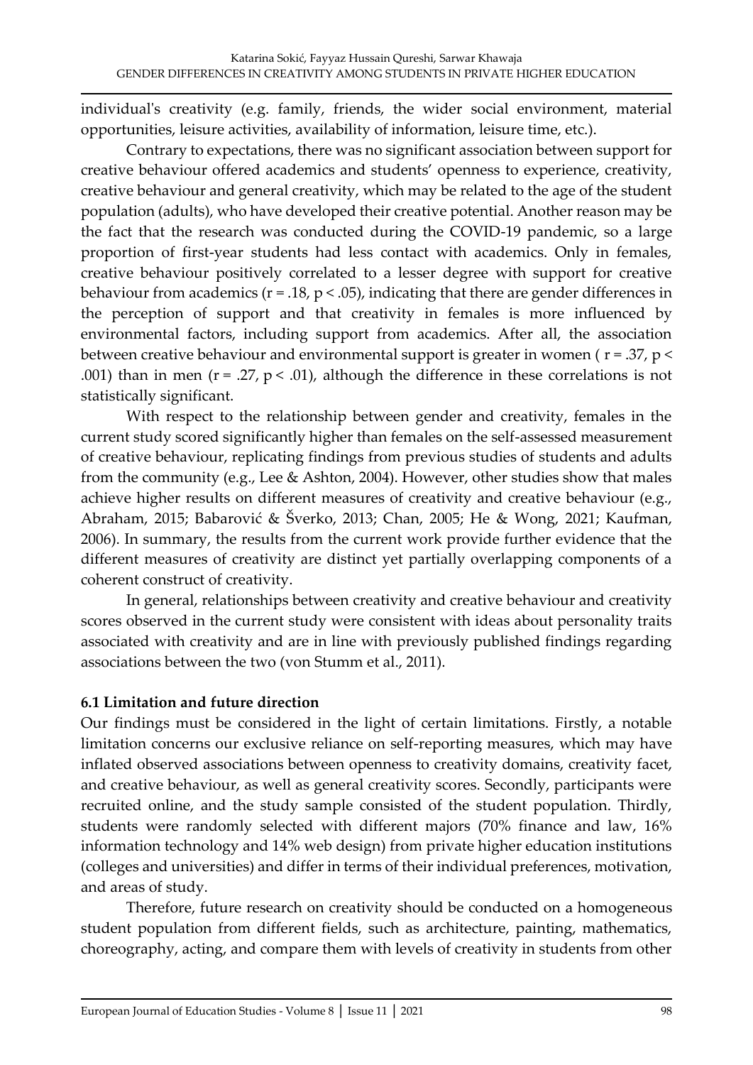individual's creativity (e.g. family, friends, the wider social environment, material opportunities, leisure activities, availability of information, leisure time, etc.).

Contrary to expectations, there was no significant association between support for creative behaviour offered academics and students' openness to experience, creativity, creative behaviour and general creativity, which may be related to the age of the student population (adults), who have developed their creative potential. Another reason may be the fact that the research was conducted during the COVID-19 pandemic, so a large proportion of first-year students had less contact with academics. Only in females, creative behaviour positively correlated to a lesser degree with support for creative behaviour from academics ($r = .18$, $p < .05$), indicating that there are gender differences in the perception of support and that creativity in females is more influenced by environmental factors, including support from academics. After all, the association between creative behaviour and environmental support is greater in women ( $r = .37$, $p < .001$) than in men ($r = .27$, $p < .01$), although the difference in these correlations is not statistically significant.

With respect to the relationship between gender and creativity, females in the current study scored significantly higher than females on the self-assessed measurement of creative behaviour, replicating findings from previous studies of students and adults from the community (e.g., Lee & Ashton, 2004). However, other studies show that males achieve higher results on different measures of creativity and creative behaviour (e.g., Abraham, 2015; Babarović & Šverko, 2013; Chan, 2005; He & Wong, 2021; Kaufman, 2006). In summary, the results from the current work provide further evidence that the different measures of creativity are distinct yet partially overlapping components of a coherent construct of creativity.

In general, relationships between creativity and creative behaviour and creativity scores observed in the current study were consistent with ideas about personality traits associated with creativity and are in line with previously published findings regarding associations between the two (von Stumm et al., 2011).

### 6.1 Limitation and future direction

Our findings must be considered in the light of certain limitations. Firstly, a notable limitation concerns our exclusive reliance on self-reporting measures, which may have inflated observed associations between openness to creativity domains, creativity facet, and creative behaviour, as well as general creativity scores. Secondly, participants were recruited online, and the study sample consisted of the student population. Thirdly, students were randomly selected with different majors (70% finance and law, 16% information technology and 14% web design) from private higher education institutions (colleges and universities) and differ in terms of their individual preferences, motivation, and areas of study.

Therefore, future research on creativity should be conducted on a homogeneous student population from different fields, such as architecture, painting, mathematics, choreography, acting, and compare them with levels of creativity in students from other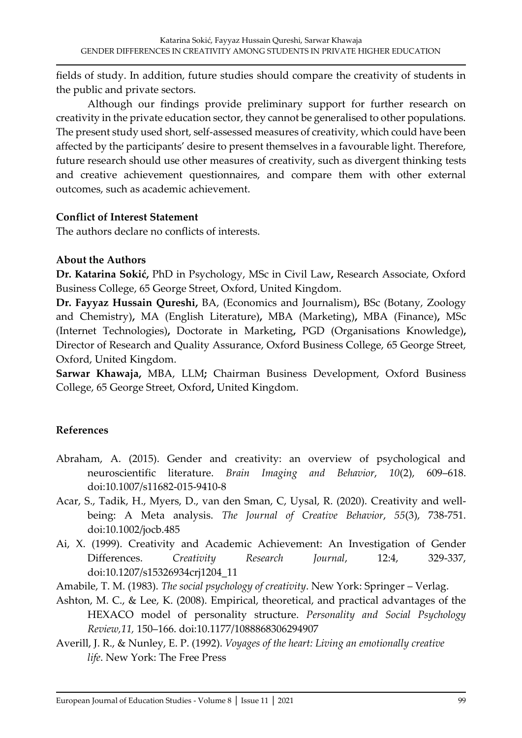fields of study. In addition, future studies should compare the creativity of students in the public and private sectors.

Although our findings provide preliminary support for further research on creativity in the private education sector, they cannot be generalised to other populations. The present study used short, self-assessed measures of creativity, which could have been affected by the participants' desire to present themselves in a favourable light. Therefore, future research should use other measures of creativity, such as divergent thinking tests and creative achievement questionnaires, and compare them with other external outcomes, such as academic achievement.

**Conflict of Interest Statement**

The authors declare no conflicts of interests.

**About the Authors**

**Dr. Katarina Sokić,** PhD in Psychology, MSc in Civil Law**,** Research Associate, Oxford Business College, 65 George Street, Oxford, United Kingdom.

**Dr. Fayyaz Hussain Qureshi,** BA, (Economics and Journalism)**,** BSc (Botany, Zoology and Chemistry)**,** MA (English Literature)**,** MBA (Marketing)**,** MBA (Finance)**,** MSc (Internet Technologies)**,** Doctorate in Marketing**,** PGD (Organisations Knowledge)**,** Director of Research and Quality Assurance, Oxford Business College, 65 George Street, Oxford, United Kingdom.

**Sarwar Khawaja,** MBA, LLM**;** Chairman Business Development, Oxford Business College, 65 George Street, Oxford**,** United Kingdom.

## References

Abraham, A. (2015). Gender and creativity: an overview of psychological and neuroscientific literature. *Brain Imaging and Behavior*, *10*(2), 609–618. doi:10.1007/s11682-015-9410-8

Acar, S., Tadik, H., Myers, D., van den Sman, C, Uysal, R. (2020). Creativity and well-being: A Meta analysis. *The Journal of Creative Behavior*, *55*(3), 738-751. doi:10.1002/jocb.485

Ai, X. (1999). Creativity and Academic Achievement: An Investigation of Gender Differences. *Creativity Research Journal*, 12:4, 329-337, doi:10.1207/s15326934crj1204_11

Amabile, T. M. (1983). *The social psychology of creativity*. New York: Springer – Verlag.

Ashton, M. C., & Lee, K. (2008). Empirical, theoretical, and practical advantages of the HEXACO model of personality structure. *Personality and Social Psychology Review,11,* 150–166. doi:10.1177/1088868306294907

Averill, J. R., & Nunley, E. P. (1992). *Voyages of the heart: Living an emotionally creative life*. New York: The Free Press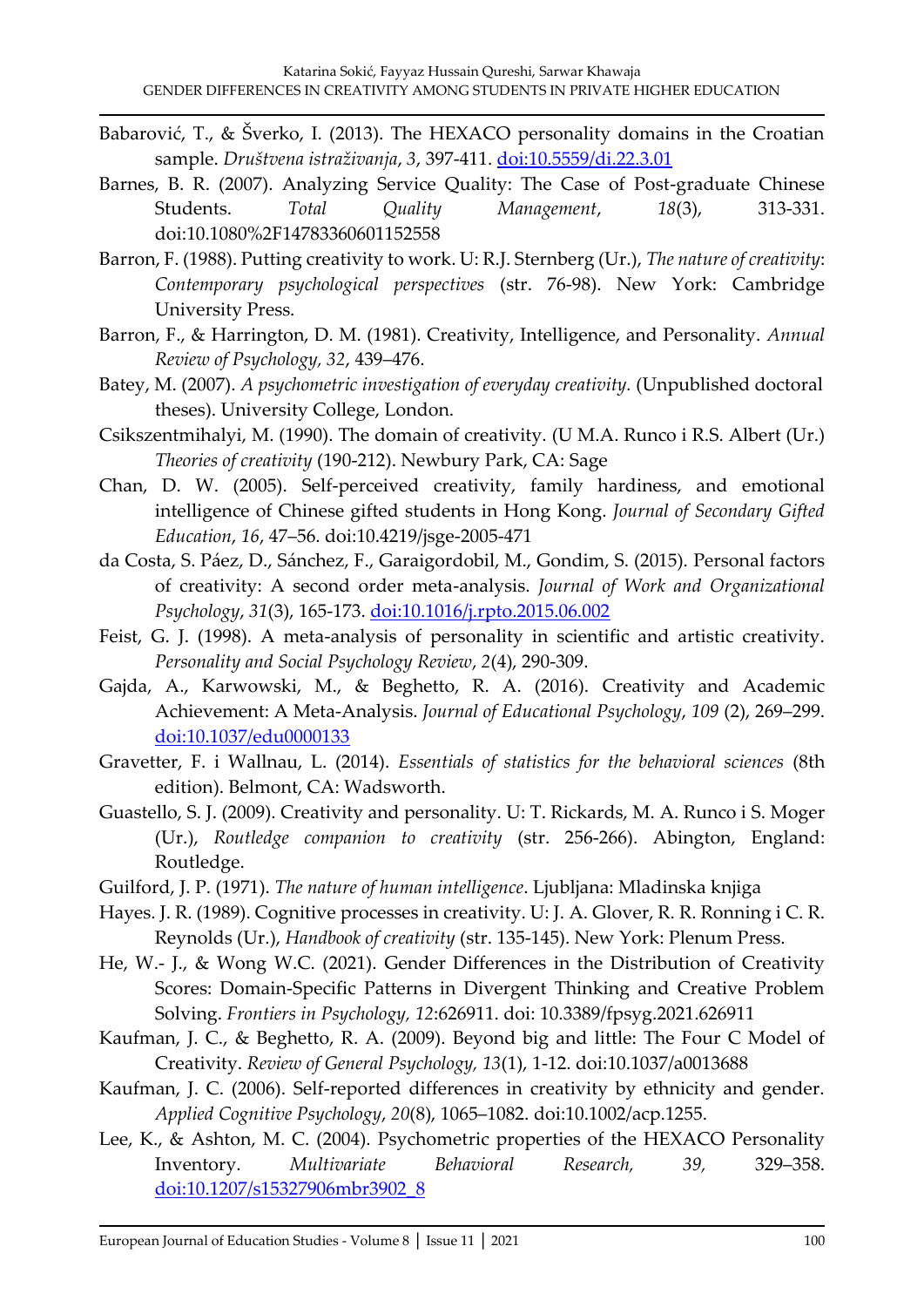Babarović, T., & Šverko, I. (2013). The HEXACO personality domains in the Croatian sample. *Društvena istraživanja*, *3*, 397-411. doi:10.5559/di.22.3.01

Barnes, B. R. (2007). Analyzing Service Quality: The Case of Post-graduate Chinese Students. *Total Quality Management*, *18*(3), 313-331. doi:10.1080%2F14783360601152558

Barron, F. (1988). Putting creativity to work. U: R.J. Sternberg (Ur.), *The nature of creativity*: *Contemporary psychological perspectives* (str. 76-98). New York: Cambridge University Press.

Barron, F., & Harrington, D. M. (1981). Creativity, Intelligence, and Personality. *Annual Review of Psychology*, *32*, 439–476.

Batey, M. (2007). *A psychometric investigation of everyday creativity.* (Unpublished doctoral theses). University College, London.

Csikszentmihalyi, M. (1990). The domain of creativity. (U M.A. Runco i R.S. Albert (Ur.) *Theories of creativity* (190-212). Newbury Park, CA: Sage

Chan, D. W. (2005). Self-perceived creativity, family hardiness, and emotional intelligence of Chinese gifted students in Hong Kong. *Journal of Secondary Gifted Education*, *16*, 47–56. doi:10.4219/jsge-2005-471

da Costa, S. Páez, D., Sánchez, F., Garaigordobil, M., Gondim, S. (2015). Personal factors of creativity: A second order meta-analysis. *Journal of Work and Organizational Psychology*, *31*(3), 165-173. doi:10.1016/j.rpto.2015.06.002

Feist, G. J. (1998). A meta-analysis of personality in scientific and artistic creativity. *Personality and Social Psychology Review*, *2*(4), 290-309.

Gajda, A., Karwowski, M., & Beghetto, R. A. (2016). Creativity and Academic Achievement: A Meta-Analysis. *Journal of Educational Psychology*, *109* (2), 269–299. doi:10.1037/edu0000133

Gravetter, F. i Wallnau, L. (2014). *Essentials of statistics for the behavioral sciences* (8th edition). Belmont, CA: Wadsworth.

Guastello, S. J. (2009). Creativity and personality. U: T. Rickards, M. A. Runco i S. Moger (Ur.), *Routledge companion to creativity* (str. 256-266). Abington, England: Routledge.

Guilford, J. P. (1971). *The nature of human intelligence*. Ljubljana: Mladinska knjiga

Hayes. J. R. (1989). Cognitive processes in creativity. U: J. A. Glover, R. R. Ronning i C. R. Reynolds (Ur.), *Handbook of creativity* (str. 135-145). New York: Plenum Press.

He, W.- J., & Wong W.C. (2021). Gender Differences in the Distribution of Creativity Scores: Domain-Specific Patterns in Divergent Thinking and Creative Problem Solving. *Frontiers in Psychology, 12*:626911. doi: 10.3389/fpsyg.2021.626911

Kaufman, J. C., & Beghetto, R. A. (2009). Beyond big and little: The Four C Model of Creativity. *Review of General Psychology, 13*(1), 1-12. doi:10.1037/a0013688

Kaufman, J. C. (2006). Self-reported differences in creativity by ethnicity and gender. *Applied Cognitive Psychology*, *20*(8), 1065–1082. doi:10.1002/acp.1255.

Lee, K., & Ashton, M. C. (2004). Psychometric properties of the HEXACO Personality Inventory. *Multivariate Behavioral Research, 39,* 329–358. doi:10.1207/s15327906mbr3902_8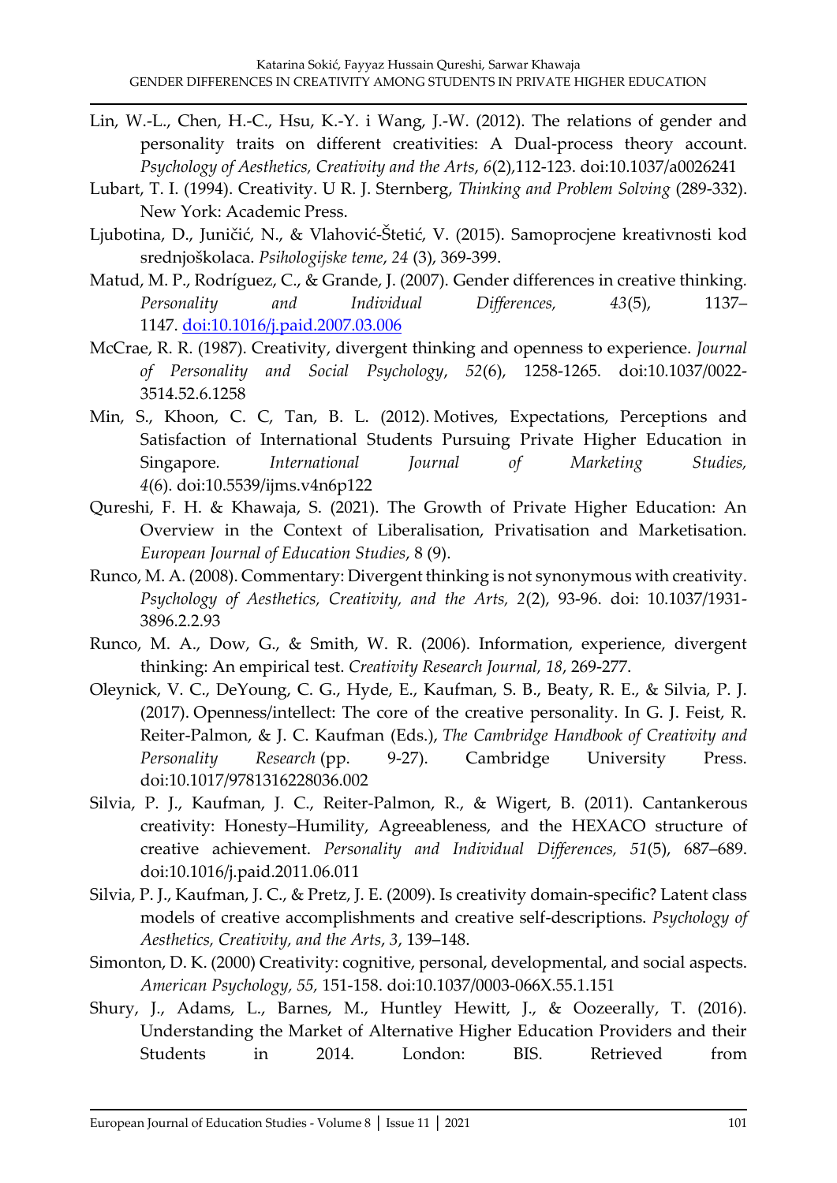Lin, W.-L., Chen, H.-C., Hsu, K.-Y. i Wang, J.-W. (2012). The relations of gender and personality traits on different creativities: A Dual-process theory account. *Psychology of Aesthetics, Creativity and the Arts*, *6*(2),112-123. doi:10.1037/a0026241

Lubart, T. I. (1994). Creativity. U R. J. Sternberg, *Thinking and Problem Solving* (289-332). New York: Academic Press.

Ljubotina, D., Juničić, N., & Vlahović-Štetić, V. (2015). Samoprocjene kreativnosti kod srednjoškolaca. *Psihologijske teme*, *24* (3), 369-399.

Matud, M. P., Rodríguez, C., & Grande, J. (2007). Gender differences in creative thinking. *Personality and Individual Differences, 43*(5), 1137–1147. doi:10.1016/j.paid.2007.03.006

McCrae, R. R. (1987). Creativity, divergent thinking and openness to experience. *Journal of Personality and Social Psychology*, *52*(6), 1258-1265. doi:10.1037/0022-3514.52.6.1258

Min, S., Khoon, C. C, Tan, B. L. (2012). Motives, Expectations, Perceptions and Satisfaction of International Students Pursuing Private Higher Education in Singapore. *International Journal of Marketing Studies, 4*(6). doi:10.5539/ijms.v4n6p122

Qureshi, F. H. & Khawaja, S. (2021). The Growth of Private Higher Education: An Overview in the Context of Liberalisation, Privatisation and Marketisation. *European Journal of Education Studies*, 8 (9).

Runco, M. A. (2008). Commentary: Divergent thinking is not synonymous with creativity. *Psychology of Aesthetics, Creativity, and the Arts, 2*(2), 93-96. doi: 10.1037/1931-3896.2.2.93

Runco, M. A., Dow, G., & Smith, W. R. (2006). Information, experience, divergent thinking: An empirical test. *Creativity Research Journal, 18*, 269-277.

Oleynick, V. C., DeYoung, C. G., Hyde, E., Kaufman, S. B., Beaty, R. E., & Silvia, P. J. (2017). Openness/intellect: The core of the creative personality. In G. J. Feist, R. Reiter-Palmon, & J. C. Kaufman (Eds.), *The Cambridge Handbook of Creativity and Personality Research* (pp. 9-27). Cambridge University Press. doi:10.1017/9781316228036.002

Silvia, P. J., Kaufman, J. C., Reiter-Palmon, R., & Wigert, B. (2011). Cantankerous creativity: Honesty–Humility, Agreeableness, and the HEXACO structure of creative achievement. *Personality and Individual Differences, 51*(5), 687–689. doi:10.1016/j.paid.2011.06.011

Silvia, P. J., Kaufman, J. C., & Pretz, J. E. (2009). Is creativity domain-specific? Latent class models of creative accomplishments and creative self-descriptions. *Psychology of Aesthetics, Creativity, and the Arts*, *3*, 139–148.

Simonton, D. K. (2000) Creativity: cognitive, personal, developmental, and social aspects. *American Psychology, 55,* 151-158. doi:10.1037/0003-066X.55.1.151

Shury, J., Adams, L., Barnes, M., Huntley Hewitt, J., & Oozeerally, T. (2016). Understanding the Market of Alternative Higher Education Providers and their Students in 2014. London: BIS. Retrieved from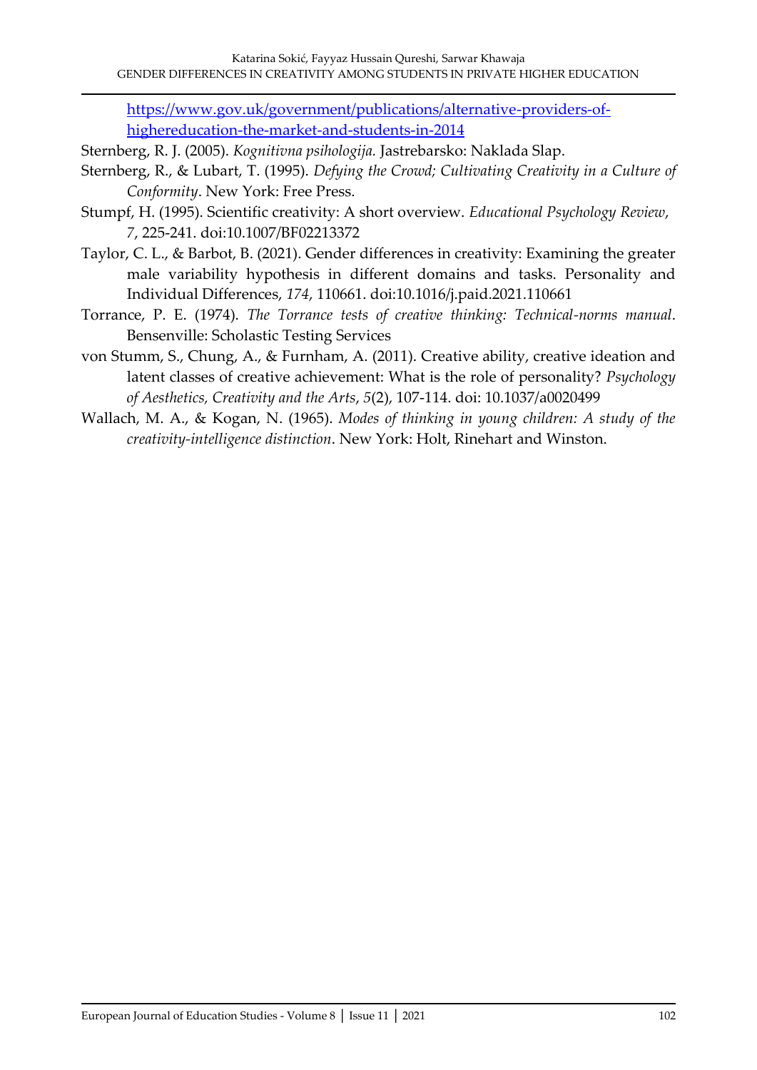[https://www.gov.uk/government/publications/alternative-providers-of-highereducation-the-market-and-students-in-2014](https://www.gov.uk/government/publications/alternative-providers-of-highereducation-the-market-and-students-in-2014)

Sternberg, R. J. (2005). *Kognitivna psihologija.* Jastrebarsko: Naklada Slap.

Sternberg, R., & Lubart, T. (1995). *Defying the Crowd; Cultivating Creativity in a Culture of Conformity*. New York: Free Press.

Stumpf, H. (1995). Scientific creativity: A short overview. *Educational Psychology Review*, *7*, 225-241. doi:10.1007/BF02213372

Taylor, C. L., & Barbot, B. (2021). Gender differences in creativity: Examining the greater male variability hypothesis in different domains and tasks. Personality and Individual Differences, *174*, 110661. doi:10.1016/j.paid.2021.110661

Torrance, P. E. (1974). *The Torrance tests of creative thinking: Technical-norms manual*. Bensenville: Scholastic Testing Services

von Stumm, S., Chung, A., & Furnham, A. (2011). Creative ability, creative ideation and latent classes of creative achievement: What is the role of personality? *Psychology of Aesthetics, Creativity and the Arts*, *5*(2), 107-114. doi: 10.1037/a0020499

Wallach, M. A., & Kogan, N. (1965). *Modes of thinking in young children: A study of the creativity-intelligence distinction*. New York: Holt, Rinehart and Winston.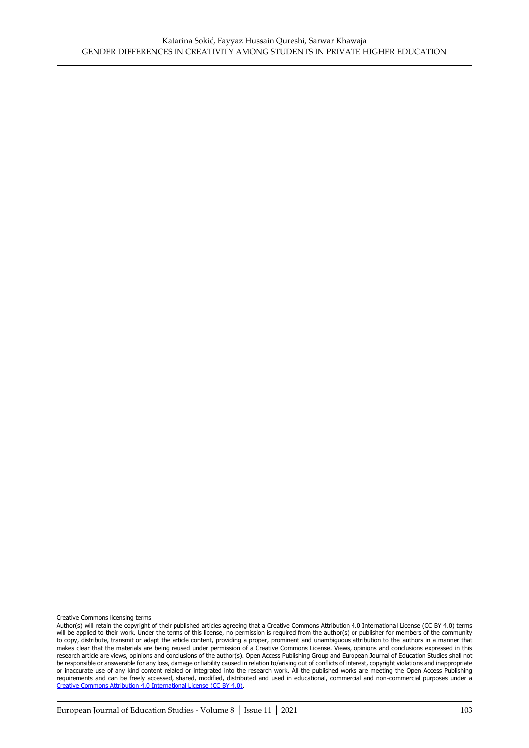Creative Commons licensing terms

Author(s) will retain the copyright of their published articles agreeing that a Creative Commons Attribution 4.0 International License (CC BY 4.0) terms will be applied to their work. Under the terms of this license, no permission is required from the author(s) or publisher for members of the community to copy, distribute, transmit or adapt the article content, providing a proper, prominent and unambiguous attribution to the authors in a manner that makes clear that the materials are being reused under permission of a Creative Commons License. Views, opinions and conclusions expressed in this research article are views, opinions and conclusions of the author(s). Open Access Publishing Group and European Journal of Education Studies shall not be responsible or answerable for any loss, damage or liability caused in relation to/arising out of conflicts of interest, copyright violations and inappropriate or inaccurate use of any kind content related or integrated into the research work. All the published works are meeting the Open Access Publishing requirements and can be freely accessed, shared, modified, distributed and used in educational, commercial and non-commercial purposes under a [Creative Commons Attribution 4.0 International License (CC BY 4.0)](https://creativecommons.org/licenses/by/4.0/).